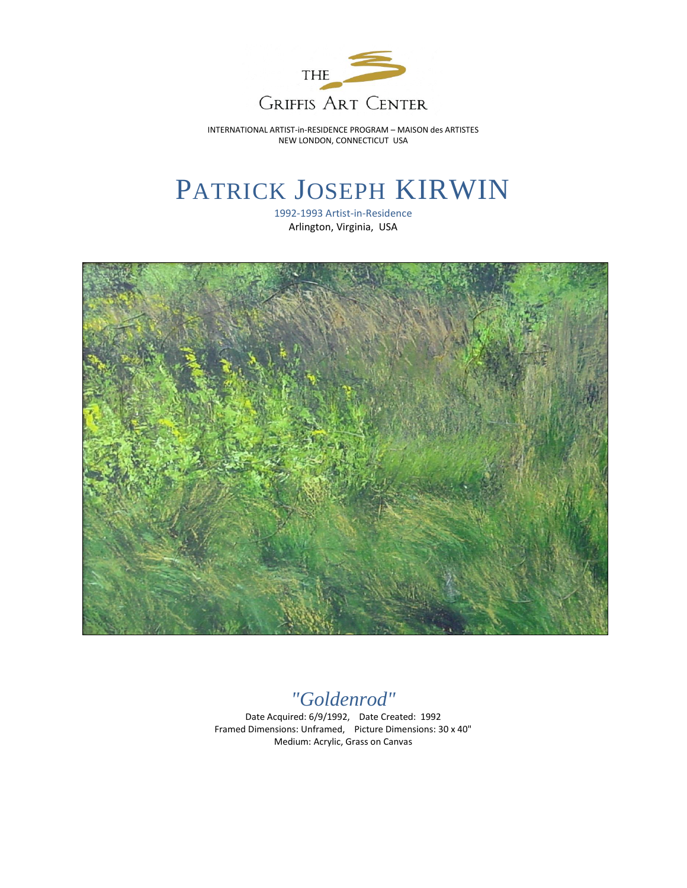THE

GRIFFIS ART CENTER

INTERNATIONAL ARTIST-in-RESIDENCE PROGRAM – MAISON des ARTISTES
NEW LONDON, CONNECTICUT USA

# PATRICK JOSEPH KIRWIN

1992-1993 Artist-in-Residence
Arlington, Virginia, USA

## *"Goldenrod"*

Date Acquired: 6/9/1992, Date Created: 1992
Framed Dimensions: Unframed, Picture Dimensions: 30 x 40"
Medium: Acrylic, Grass on Canvas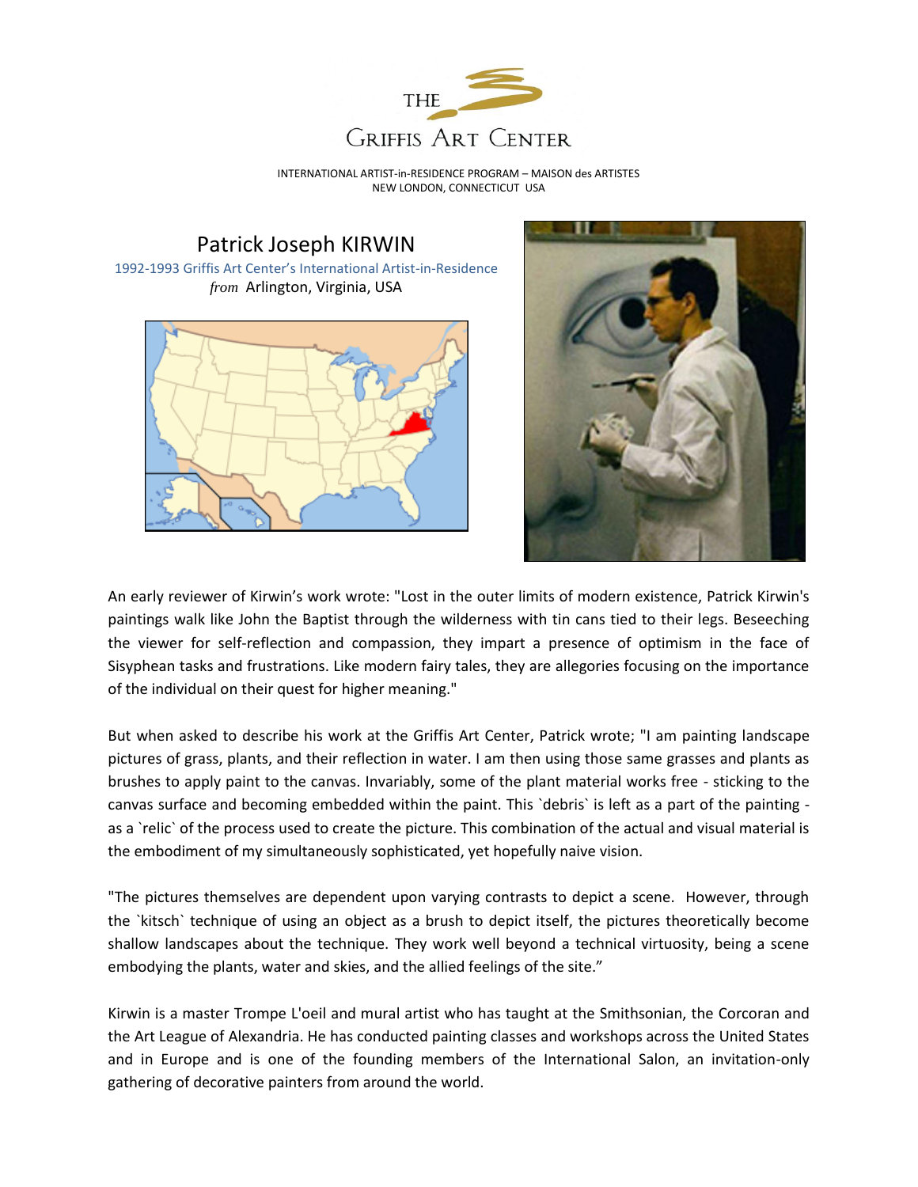THE

GRIFFIS ART CENTER

INTERNATIONAL ARTIST-in-RESIDENCE PROGRAM – MAISON des ARTISTES
NEW LONDON, CONNECTICUT USA

# Patrick Joseph KIRWIN

1992-1993 Griffis Art Center's International Artist-in-Residence
*from* Arlington, Virginia, USA

An early reviewer of Kirwin's work wrote: "Lost in the outer limits of modern existence, Patrick Kirwin's paintings walk like John the Baptist through the wilderness with tin cans tied to their legs. Beseeching the viewer for self-reflection and compassion, they impart a presence of optimism in the face of Sisyphean tasks and frustrations. Like modern fairy tales, they are allegories focusing on the importance of the individual on their quest for higher meaning."

But when asked to describe his work at the Griffis Art Center, Patrick wrote; "I am painting landscape pictures of grass, plants, and their reflection in water. I am then using those same grasses and plants as brushes to apply paint to the canvas. Invariably, some of the plant material works free - sticking to the canvas surface and becoming embedded within the paint. This `debris` is left as a part of the painting - as a `relic` of the process used to create the picture. This combination of the actual and visual material is the embodiment of my simultaneously sophisticated, yet hopefully naive vision.

"The pictures themselves are dependent upon varying contrasts to depict a scene. However, through the `kitsch` technique of using an object as a brush to depict itself, the pictures theoretically become shallow landscapes about the technique. They work well beyond a technical virtuosity, being a scene embodying the plants, water and skies, and the allied feelings of the site."

Kirwin is a master Trompe L'oeil and mural artist who has taught at the Smithsonian, the Corcoran and the Art League of Alexandria. He has conducted painting classes and workshops across the United States and in Europe and is one of the founding members of the International Salon, an invitation-only gathering of decorative painters from around the world.